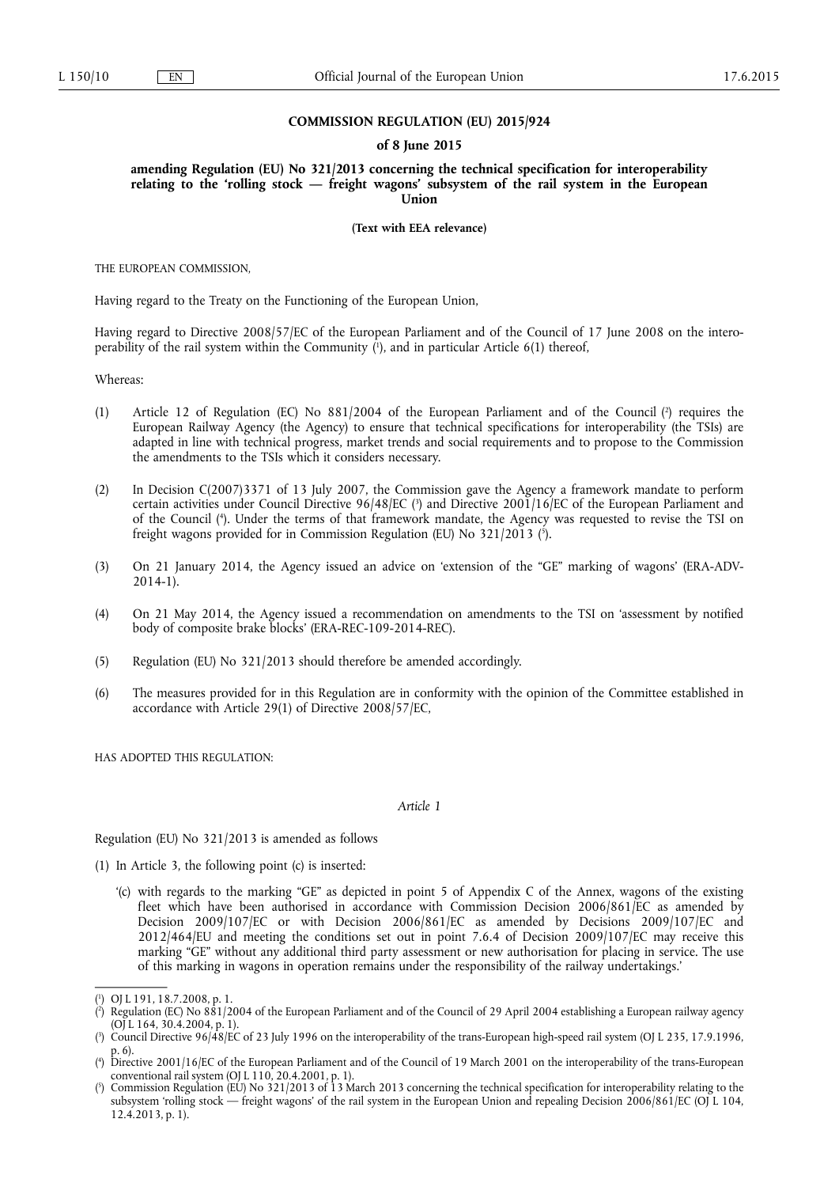**COMMISSION REGULATION (EU) 2015/924**

**of 8 June 2015**

**amending Regulation (EU) No 321/2013 concerning the technical specification for interoperability relating to the 'rolling stock — freight wagons' subsystem of the rail system in the European Union**

**(Text with EEA relevance)**

THE EUROPEAN COMMISSION,

Having regard to the Treaty on the Functioning of the European Union,

Having regard to Directive 2008/57/EC of the European Parliament and of the Council of 17 June 2008 on the interoperability of the rail system within the Community [1], and in particular Article 6(1) thereof,

Whereas:

(1) Article 12 of Regulation (EC) No 881/2004 of the European Parliament and of the Council [2] requires the European Railway Agency (the Agency) to ensure that technical specifications for interoperability (the TSIs) are adapted in line with technical progress, market trends and social requirements and to propose to the Commission the amendments to the TSIs which it considers necessary.

(2) In Decision C(2007)3371 of 13 July 2007, the Commission gave the Agency a framework mandate to perform certain activities under Council Directive 96/48/EC [3] and Directive 2001/16/EC of the European Parliament and of the Council [4]. Under the terms of that framework mandate, the Agency was requested to revise the TSI on freight wagons provided for in Commission Regulation (EU) No 321/2013 [5].

(3) On 21 January 2014, the Agency issued an advice on 'extension of the "GE" marking of wagons' (ERA-ADV-2014-1).

(4) On 21 May 2014, the Agency issued a recommendation on amendments to the TSI on 'assessment by notified body of composite brake blocks' (ERA-REC-109-2014-REC).

(5) Regulation (EU) No 321/2013 should therefore be amended accordingly.

(6) The measures provided for in this Regulation are in conformity with the opinion of the Committee established in accordance with Article 29(1) of Directive 2008/57/EC,

HAS ADOPTED THIS REGULATION:

*Article 1*

Regulation (EU) No 321/2013 is amended as follows

(1) In Article 3, the following point (c) is inserted:

'(c) with regards to the marking "GE" as depicted in point 5 of Appendix C of the Annex, wagons of the existing fleet which have been authorised in accordance with Commission Decision 2006/861/EC as amended by Decision 2009/107/EC or with Decision 2006/861/EC as amended by Decisions 2009/107/EC and 2012/464/EU and meeting the conditions set out in point 7.6.4 of Decision 2009/107/EC may receive this marking "GE" without any additional third party assessment or new authorisation for placing in service. The use of this marking in wagons in operation remains under the responsibility of the railway undertakings.'

---

[1] OJ L 191, 18.7.2008, p. 1.

[2] Regulation (EC) No 881/2004 of the European Parliament and of the Council of 29 April 2004 establishing a European railway agency (OJ L 164, 30.4.2004, p. 1).

[3] Council Directive 96/48/EC of 23 July 1996 on the interoperability of the trans-European high-speed rail system (OJ L 235, 17.9.1996, p. 6).

[4] Directive 2001/16/EC of the European Parliament and of the Council of 19 March 2001 on the interoperability of the trans-European conventional rail system (OJ L 110, 20.4.2001, p. 1).

[5] Commission Regulation (EU) No 321/2013 of 13 March 2013 concerning the technical specification for interoperability relating to the subsystem 'rolling stock — freight wagons' of the rail system in the European Union and repealing Decision 2006/861/EC (OJ L 104, 12.4.2013, p. 1).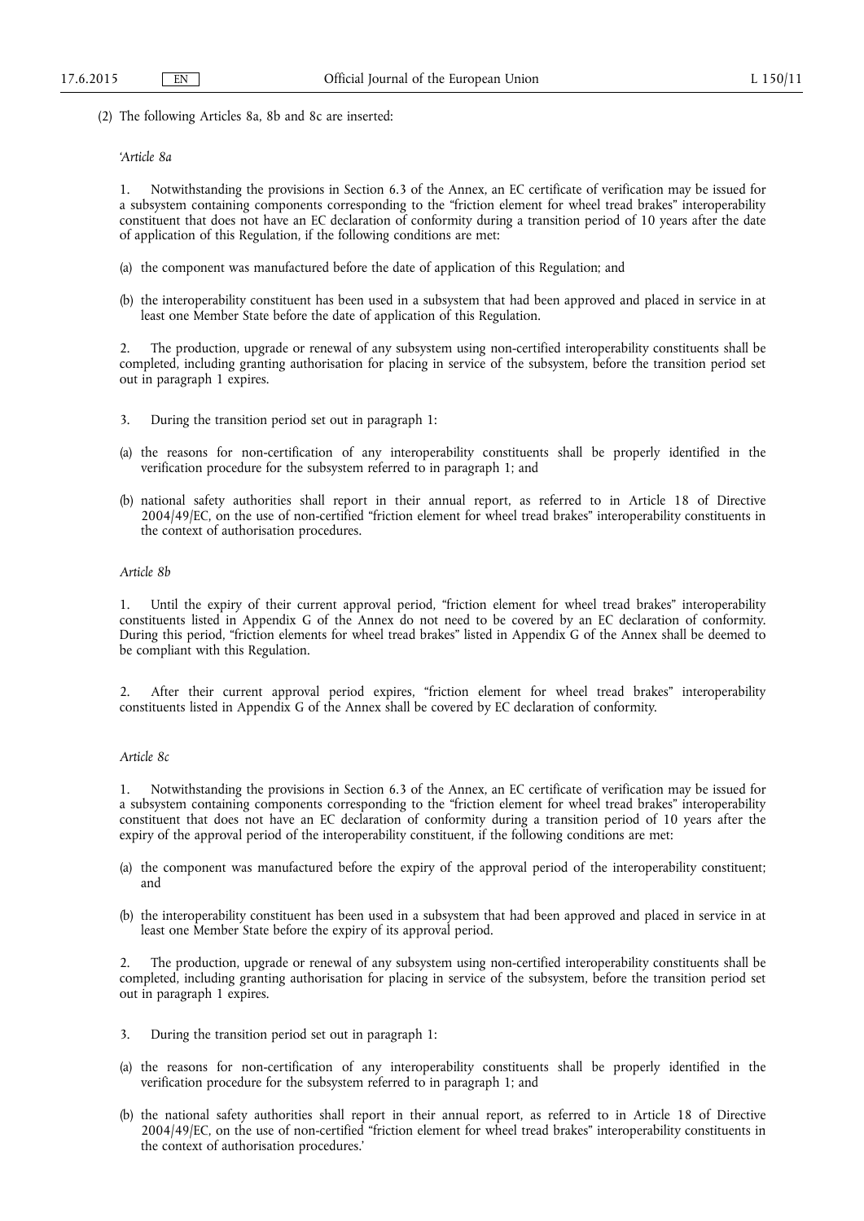(2) The following Articles 8a, 8b and 8c are inserted:

'*Article 8a*

1. Notwithstanding the provisions in Section 6.3 of the Annex, an EC certificate of verification may be issued for a subsystem containing components corresponding to the "friction element for wheel tread brakes" interoperability constituent that does not have an EC declaration of conformity during a transition period of 10 years after the date of application of this Regulation, if the following conditions are met:

(a) the component was manufactured before the date of application of this Regulation; and

(b) the interoperability constituent has been used in a subsystem that had been approved and placed in service in at least one Member State before the date of application of this Regulation.

2. The production, upgrade or renewal of any subsystem using non-certified interoperability constituents shall be completed, including granting authorisation for placing in service of the subsystem, before the transition period set out in paragraph 1 expires.

3. During the transition period set out in paragraph 1:

(a) the reasons for non-certification of any interoperability constituents shall be properly identified in the verification procedure for the subsystem referred to in paragraph 1; and

(b) national safety authorities shall report in their annual report, as referred to in Article 18 of Directive 2004/49/EC, on the use of non-certified "friction element for wheel tread brakes" interoperability constituents in the context of authorisation procedures.

*Article 8b*

1. Until the expiry of their current approval period, "friction element for wheel tread brakes" interoperability constituents listed in Appendix G of the Annex do not need to be covered by an EC declaration of conformity. During this period, "friction elements for wheel tread brakes" listed in Appendix G of the Annex shall be deemed to be compliant with this Regulation.

2. After their current approval period expires, "friction element for wheel tread brakes" interoperability constituents listed in Appendix G of the Annex shall be covered by EC declaration of conformity.

*Article 8c*

1. Notwithstanding the provisions in Section 6.3 of the Annex, an EC certificate of verification may be issued for a subsystem containing components corresponding to the "friction element for wheel tread brakes" interoperability constituent that does not have an EC declaration of conformity during a transition period of 10 years after the expiry of the approval period of the interoperability constituent, if the following conditions are met:

(a) the component was manufactured before the expiry of the approval period of the interoperability constituent; and

(b) the interoperability constituent has been used in a subsystem that had been approved and placed in service in at least one Member State before the expiry of its approval period.

2. The production, upgrade or renewal of any subsystem using non-certified interoperability constituents shall be completed, including granting authorisation for placing in service of the subsystem, before the transition period set out in paragraph 1 expires.

3. During the transition period set out in paragraph 1:

(a) the reasons for non-certification of any interoperability constituents shall be properly identified in the verification procedure for the subsystem referred to in paragraph 1; and

(b) the national safety authorities shall report in their annual report, as referred to in Article 18 of Directive 2004/49/EC, on the use of non-certified "friction element for wheel tread brakes" interoperability constituents in the context of authorisation procedures.'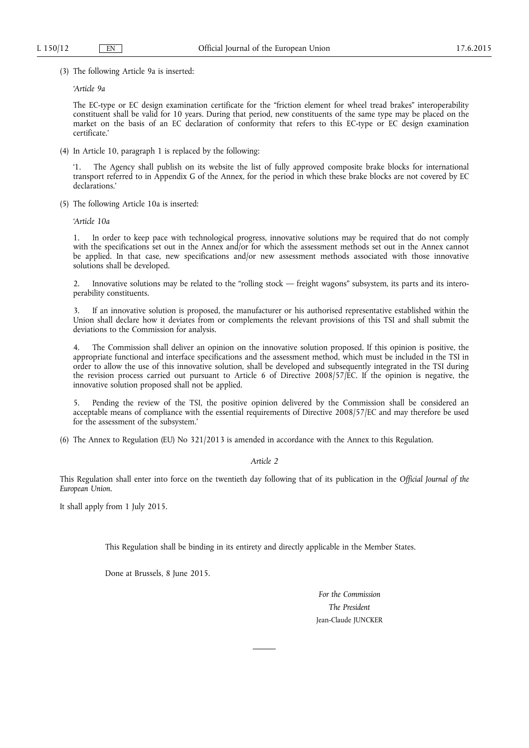(3) The following Article 9a is inserted:

'*Article 9a*

The EC-type or EC design examination certificate for the "friction element for wheel tread brakes" interoperability constituent shall be valid for 10 years. During that period, new constituents of the same type may be placed on the market on the basis of an EC declaration of conformity that refers to this EC-type or EC design examination certificate.'

(4) In Article 10, paragraph 1 is replaced by the following:

'1. The Agency shall publish on its website the list of fully approved composite brake blocks for international transport referred to in Appendix G of the Annex, for the period in which these brake blocks are not covered by EC declarations.'

(5) The following Article 10a is inserted:

'*Article 10a*

1. In order to keep pace with technological progress, innovative solutions may be required that do not comply with the specifications set out in the Annex and/or for which the assessment methods set out in the Annex cannot be applied. In that case, new specifications and/or new assessment methods associated with those innovative solutions shall be developed.

2. Innovative solutions may be related to the "rolling stock — freight wagons" subsystem, its parts and its interoperability constituents.

3. If an innovative solution is proposed, the manufacturer or his authorised representative established within the Union shall declare how it deviates from or complements the relevant provisions of this TSI and shall submit the deviations to the Commission for analysis.

4. The Commission shall deliver an opinion on the innovative solution proposed. If this opinion is positive, the appropriate functional and interface specifications and the assessment method, which must be included in the TSI in order to allow the use of this innovative solution, shall be developed and subsequently integrated in the TSI during the revision process carried out pursuant to Article 6 of Directive 2008/57/EC. If the opinion is negative, the innovative solution proposed shall not be applied.

5. Pending the review of the TSI, the positive opinion delivered by the Commission shall be considered an acceptable means of compliance with the essential requirements of Directive 2008/57/EC and may therefore be used for the assessment of the subsystem.'

(6) The Annex to Regulation (EU) No 321/2013 is amended in accordance with the Annex to this Regulation.

*Article 2*

This Regulation shall enter into force on the twentieth day following that of its publication in the *Official Journal of the European Union*.

It shall apply from 1 July 2015.

This Regulation shall be binding in its entirety and directly applicable in the Member States.

Done at Brussels, 8 June 2015.

*For the Commission*

*The President*

Jean-Claude JUNCKER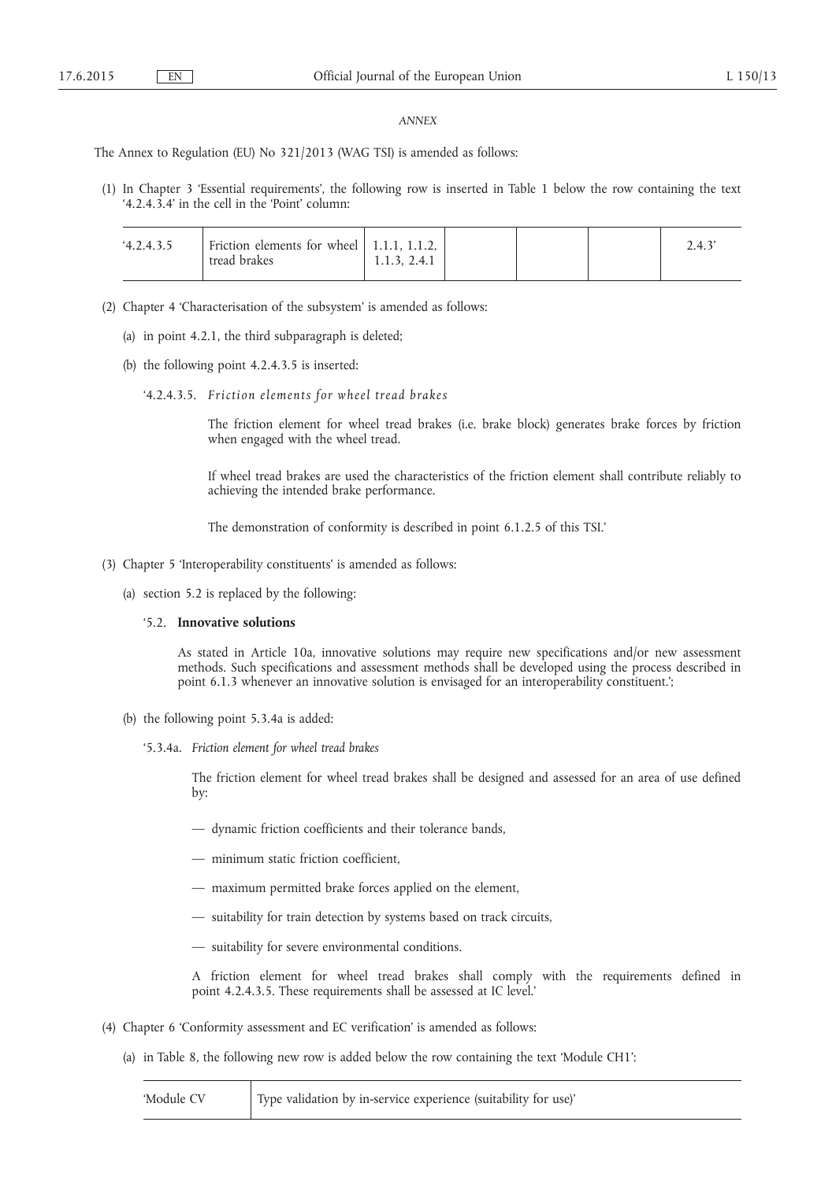*ANNEX*

The Annex to Regulation (EU) No 321/2013 (WAG TSI) is amended as follows:

(1) In Chapter 3 'Essential requirements', the following row is inserted in Table 1 below the row containing the text '4.2.4.3.4' in the cell in the 'Point' column:

| | | | | | | |
|---|---|---|---|---|---|---|
| '4.2.4.3.5 | Friction elements for wheel tread brakes | 1.1.1, 1.1.2, 1.1.3, 2.4.1 | | | | 2.4.3' |

(2) Chapter 4 'Characterisation of the subsystem' is amended as follows:

(a) in point 4.2.1, the third subparagraph is deleted;

(b) the following point 4.2.4.3.5 is inserted:

'4.2.4.3.5. *Friction elements for wheel tread brakes*

The friction element for wheel tread brakes (i.e. brake block) generates brake forces by friction when engaged with the wheel tread.

If wheel tread brakes are used the characteristics of the friction element shall contribute reliably to achieving the intended brake performance.

The demonstration of conformity is described in point 6.1.2.5 of this TSI.'

(3) Chapter 5 'Interoperability constituents' is amended as follows:

(a) section 5.2 is replaced by the following:

'5.2. **Innovative solutions**

As stated in Article 10a, innovative solutions may require new specifications and/or new assessment methods. Such specifications and assessment methods shall be developed using the process described in point 6.1.3 whenever an innovative solution is envisaged for an interoperability constituent.';

(b) the following point 5.3.4a is added:

'5.3.4a. *Friction element for wheel tread brakes*

The friction element for wheel tread brakes shall be designed and assessed for an area of use defined by:

— dynamic friction coefficients and their tolerance bands,

— minimum static friction coefficient,

— maximum permitted brake forces applied on the element,

— suitability for train detection by systems based on track circuits,

— suitability for severe environmental conditions.

A friction element for wheel tread brakes shall comply with the requirements defined in point 4.2.4.3.5. These requirements shall be assessed at IC level.'

(4) Chapter 6 'Conformity assessment and EC verification' is amended as follows:

(a) in Table 8, the following new row is added below the row containing the text 'Module CH1':

| | |
|---|---|
| 'Module CV | Type validation by in-service experience (suitability for use)' |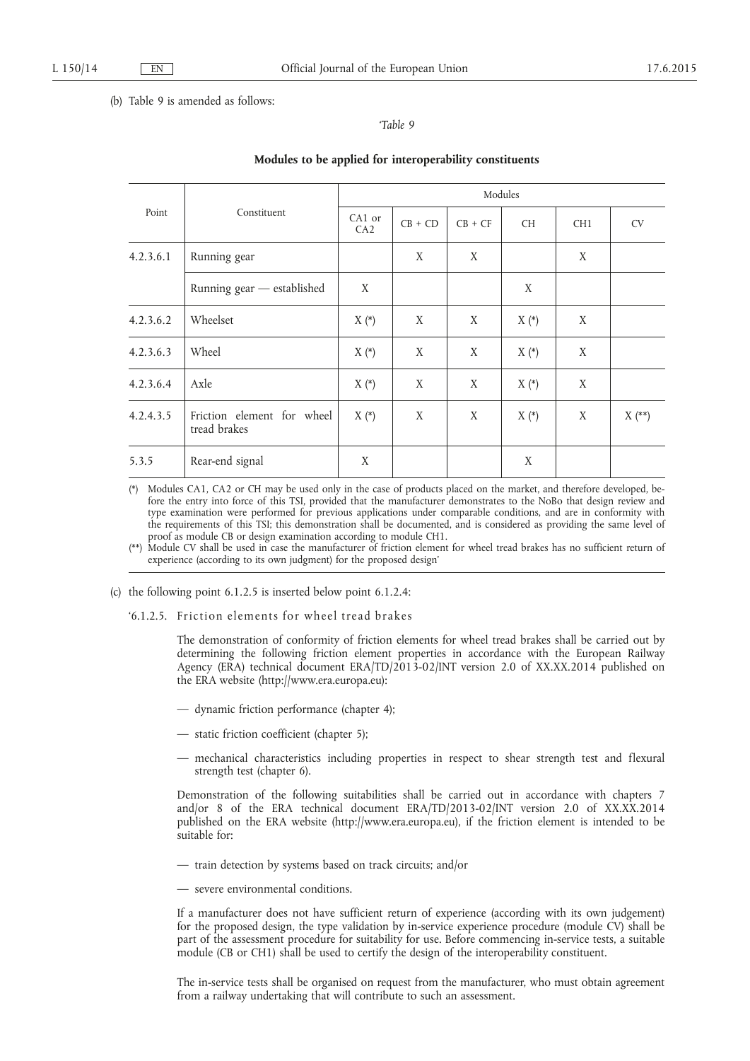(b) Table 9 is amended as follows:

'*Table 9*

**Modules to be applied for interoperability constituents**

| Point | Constituent | Modules | | | | | |
|---|---|---|---|---|---|---|---|
| | | CA1 or CA2 | CB + CD | CB + CF | CH | CH1 | CV |
| 4.2.3.6.1 | Running gear | | X | X | | X | |
| | Running gear — established | X | | | X | | |
| 4.2.3.6.2 | Wheelset | X (*) | X | X | X (*) | X | |
| 4.2.3.6.3 | Wheel | X (*) | X | X | X (*) | X | |
| 4.2.3.6.4 | Axle | X (*) | X | X | X (*) | X | |
| 4.2.4.3.5 | Friction element for wheel tread brakes | X (*) | X | X | X (*) | X | X (**) |
| 5.3.5 | Rear-end signal | X | | | X | | |

(*) Modules CA1, CA2 or CH may be used only in the case of products placed on the market, and therefore developed, before the entry into force of this TSI, provided that the manufacturer demonstrates to the NoBo that design review and type examination were performed for previous applications under comparable conditions, and are in conformity with the requirements of this TSI; this demonstration shall be documented, and is considered as providing the same level of proof as module CB or design examination according to module CH1.

(**) Module CV shall be used in case the manufacturer of friction element for wheel tread brakes has no sufficient return of experience (according to its own judgment) for the proposed design'

(c) the following point 6.1.2.5 is inserted below point 6.1.2.4:

'6.1.2.5. Friction elements for wheel tread brakes

The demonstration of conformity of friction elements for wheel tread brakes shall be carried out by determining the following friction element properties in accordance with the European Railway Agency (ERA) technical document ERA/TD/2013-02/INT version 2.0 of XX.XX.2014 published on the ERA website (http://www.era.europa.eu):

— dynamic friction performance (chapter 4);

— static friction coefficient (chapter 5);

— mechanical characteristics including properties in respect to shear strength test and flexural strength test (chapter 6).

Demonstration of the following suitabilities shall be carried out in accordance with chapters 7 and/or 8 of the ERA technical document ERA/TD/2013-02/INT version 2.0 of XX.XX.2014 published on the ERA website (http://www.era.europa.eu), if the friction element is intended to be suitable for:

— train detection by systems based on track circuits; and/or

— severe environmental conditions.

If a manufacturer does not have sufficient return of experience (according with its own judgement) for the proposed design, the type validation by in-service experience procedure (module CV) shall be part of the assessment procedure for suitability for use. Before commencing in-service tests, a suitable module (CB or CH1) shall be used to certify the design of the interoperability constituent.

The in-service tests shall be organised on request from the manufacturer, who must obtain agreement from a railway undertaking that will contribute to such an assessment.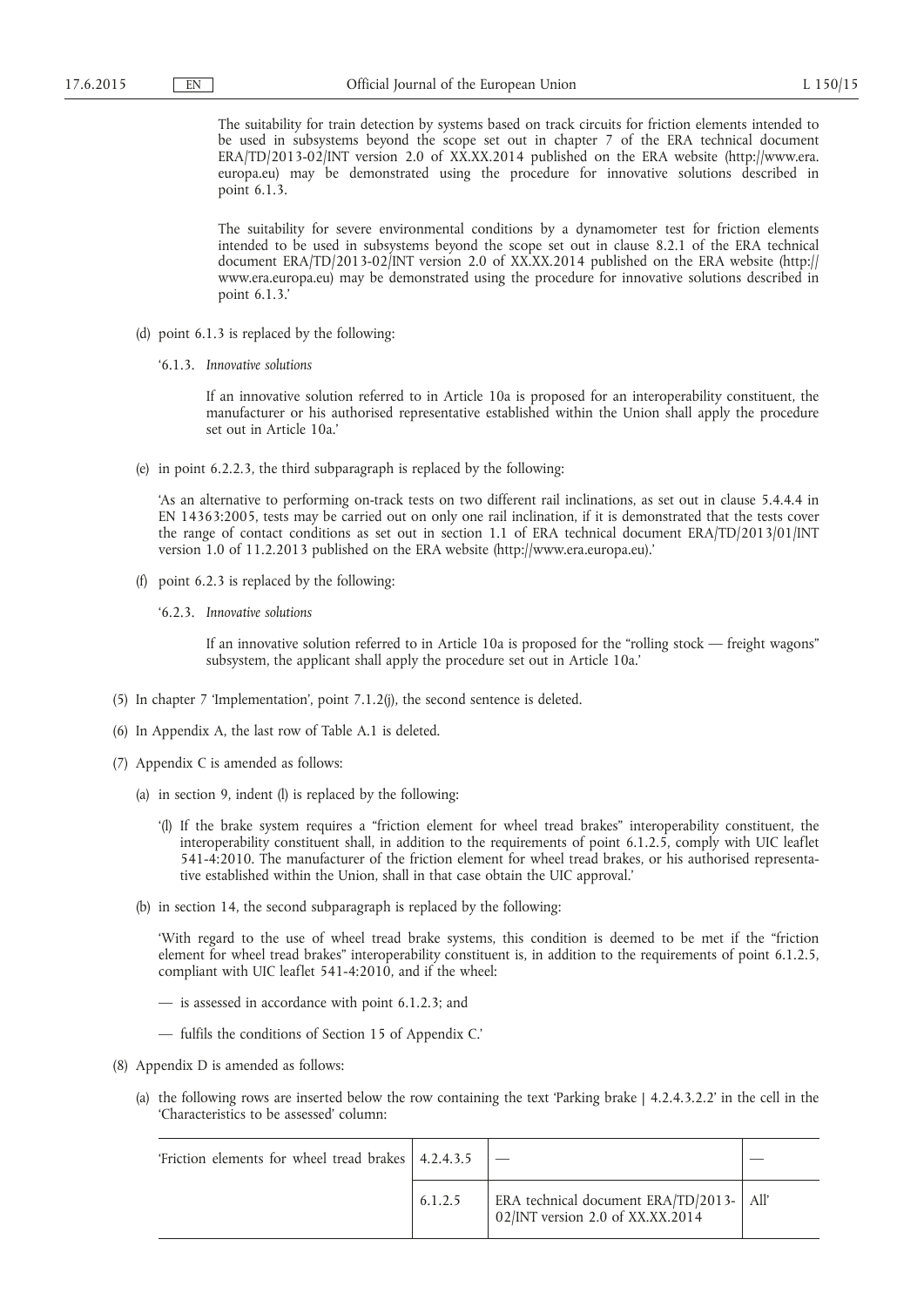The suitability for train detection by systems based on track circuits for friction elements intended to be used in subsystems beyond the scope set out in chapter 7 of the ERA technical document ERA/TD/2013-02/INT version 2.0 of XX.XX.2014 published on the ERA website (http://www.era.europa.eu) may be demonstrated using the procedure for innovative solutions described in point 6.1.3.

The suitability for severe environmental conditions by a dynamometer test for friction elements intended to be used in subsystems beyond the scope set out in clause 8.2.1 of the ERA technical document ERA/TD/2013-02/INT version 2.0 of XX.XX.2014 published on the ERA website (http://www.era.europa.eu) may be demonstrated using the procedure for innovative solutions described in point 6.1.3.'

(d) point 6.1.3 is replaced by the following:

'6.1.3. *Innovative solutions*

If an innovative solution referred to in Article 10a is proposed for an interoperability constituent, the manufacturer or his authorised representative established within the Union shall apply the procedure set out in Article 10a.'

(e) in point 6.2.2.3, the third subparagraph is replaced by the following:

'As an alternative to performing on-track tests on two different rail inclinations, as set out in clause 5.4.4.4 in EN 14363:2005, tests may be carried out on only one rail inclination, if it is demonstrated that the tests cover the range of contact conditions as set out in section 1.1 of ERA technical document ERA/TD/2013/01/INT version 1.0 of 11.2.2013 published on the ERA website (http://www.era.europa.eu).'

(f) point 6.2.3 is replaced by the following:

'6.2.3. *Innovative solutions*

If an innovative solution referred to in Article 10a is proposed for the "rolling stock — freight wagons" subsystem, the applicant shall apply the procedure set out in Article 10a.'

(5) In chapter 7 'Implementation', point 7.1.2(j), the second sentence is deleted.

(6) In Appendix A, the last row of Table A.1 is deleted.

(7) Appendix C is amended as follows:

(a) in section 9, indent (l) is replaced by the following:

'(l) If the brake system requires a "friction element for wheel tread brakes" interoperability constituent, the interoperability constituent shall, in addition to the requirements of point 6.1.2.5, comply with UIC leaflet 541-4:2010. The manufacturer of the friction element for wheel tread brakes, or his authorised representative established within the Union, shall in that case obtain the UIC approval.'

(b) in section 14, the second subparagraph is replaced by the following:

'With regard to the use of wheel tread brake systems, this condition is deemed to be met if the "friction element for wheel tread brakes" interoperability constituent is, in addition to the requirements of point 6.1.2.5, compliant with UIC leaflet 541-4:2010, and if the wheel:

— is assessed in accordance with point 6.1.2.3; and

— fulfils the conditions of Section 15 of Appendix C.'

(8) Appendix D is amended as follows:

(a) the following rows are inserted below the row containing the text 'Parking brake | 4.2.4.3.2.2' in the cell in the 'Characteristics to be assessed' column:

| | | | |
|---|---|---|---|
| 'Friction elements for wheel tread brakes | 4.2.4.3.5 | — | — |
| | 6.1.2.5 | ERA technical document ERA/TD/2013-02/INT version 2.0 of XX.XX.2014 | All' |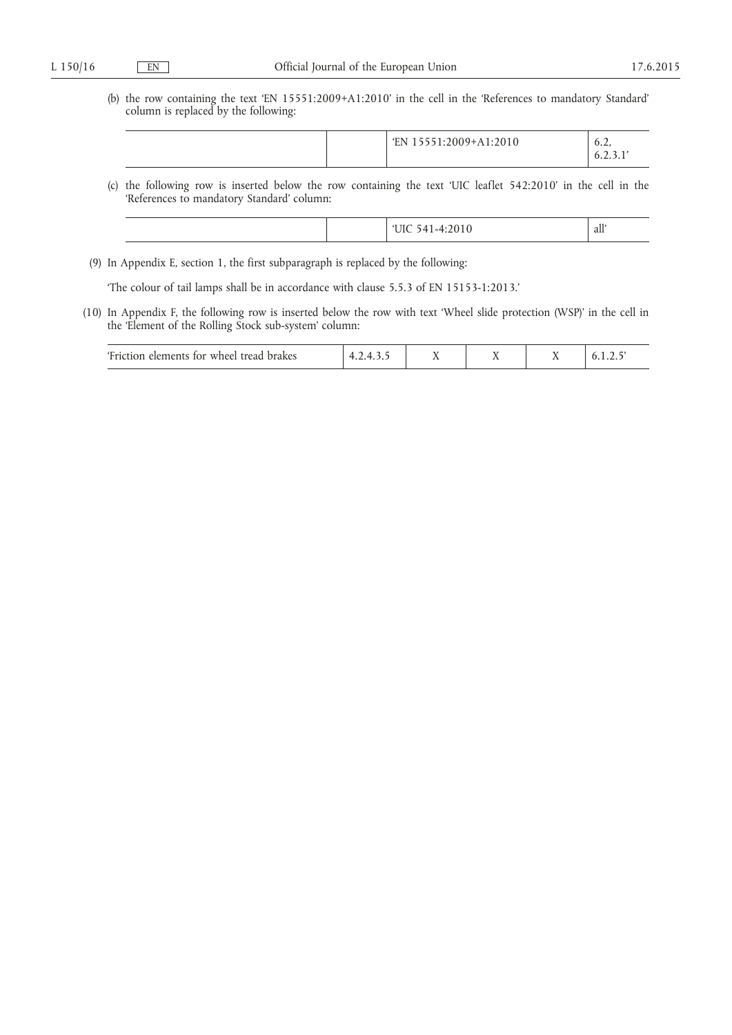(b) the row containing the text 'EN 15551:2009+A1:2010' in the cell in the 'References to mandatory Standard' column is replaced by the following:

| | | | |
|---|---|---|---|
| | | 'EN 15551:2009+A1:2010 | 6.2, 6.2.3.1' |

(c) the following row is inserted below the row containing the text 'UIC leaflet 542:2010' in the cell in the 'References to mandatory Standard' column:

| | | | |
|---|---|---|---|
| | | 'UIC 541-4:2010 | all' |

(9) In Appendix E, section 1, the first subparagraph is replaced by the following:

'The colour of tail lamps shall be in accordance with clause 5.5.3 of EN 15153-1:2013.'

(10) In Appendix F, the following row is inserted below the row with text 'Wheel slide protection (WSP)' in the cell in the 'Element of the Rolling Stock sub-system' column:

| | | | | | |
|---|---|---|---|---|---|
| 'Friction elements for wheel tread brakes | 4.2.4.3.5 | X | X | X | 6.1.2.5' |